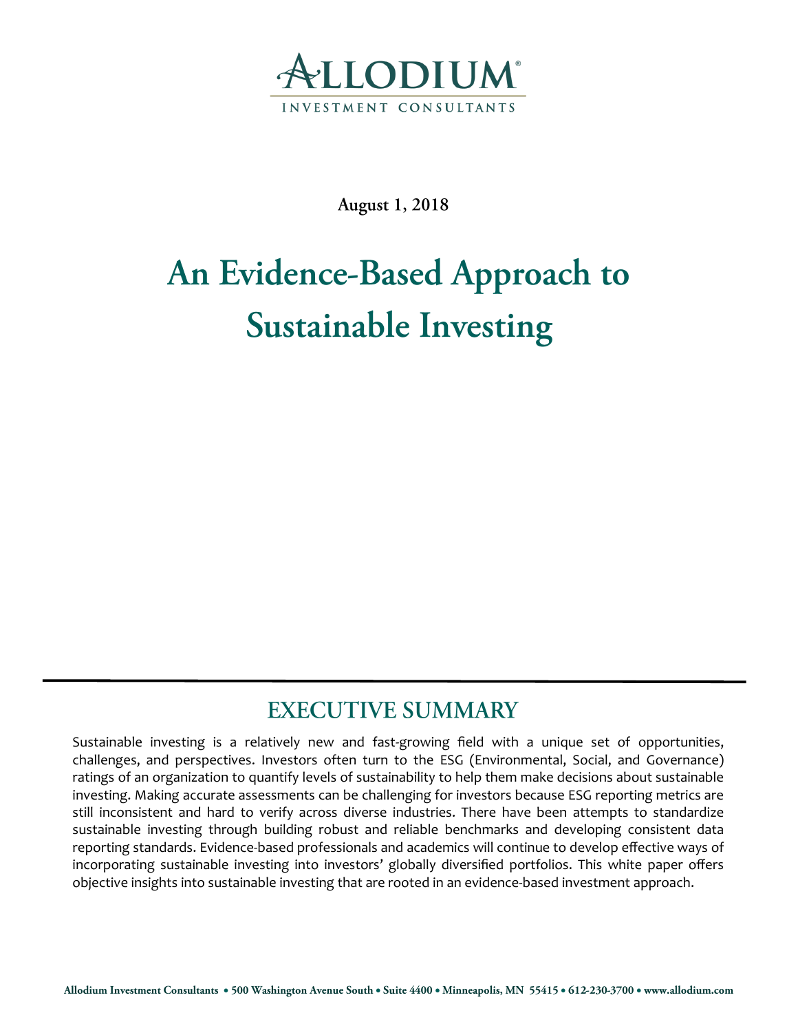ALLODIUM
INVESTMENT CONSULTANTS

**August 1, 2018**

# An Evidence-Based Approach to Sustainable Investing

## EXECUTIVE SUMMARY

Sustainable investing is a relatively new and fast-growing field with a unique set of opportunities, challenges, and perspectives. Investors often turn to the ESG (Environmental, Social, and Governance) ratings of an organization to quantify levels of sustainability to help them make decisions about sustainable investing. Making accurate assessments can be challenging for investors because ESG reporting metrics are still inconsistent and hard to verify across diverse industries. There have been attempts to standardize sustainable investing through building robust and reliable benchmarks and developing consistent data reporting standards. Evidence-based professionals and academics will continue to develop effective ways of incorporating sustainable investing into investors' globally diversified portfolios. This white paper offers objective insights into sustainable investing that are rooted in an evidence-based investment approach.

Allodium Investment Consultants • 500 Washington Avenue South • Suite 4400 • Minneapolis, MN 55415 • 612-230-3700 • www.allodium.com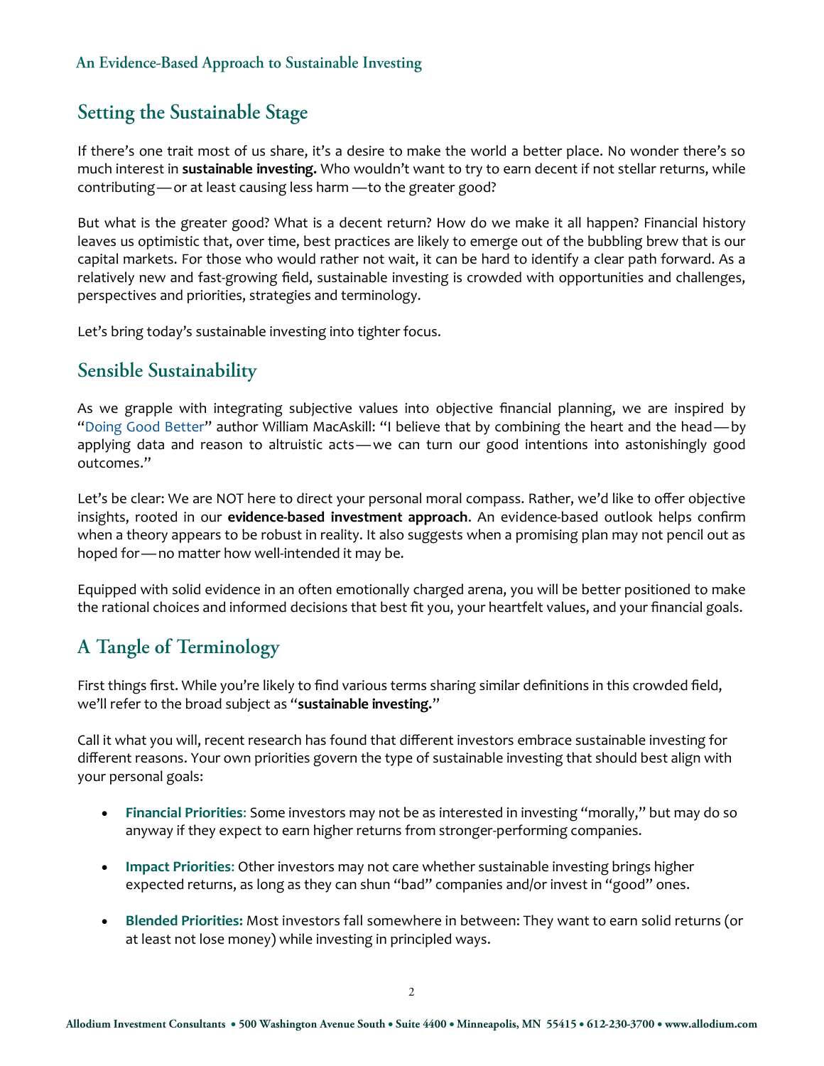## Setting the Sustainable Stage

If there's one trait most of us share, it's a desire to make the world a better place. No wonder there's so much interest in **sustainable investing.** Who wouldn't want to try to earn decent if not stellar returns, while contributing—or at least causing less harm —to the greater good?

But what is the greater good? What is a decent return? How do we make it all happen? Financial history leaves us optimistic that, over time, best practices are likely to emerge out of the bubbling brew that is our capital markets. For those who would rather not wait, it can be hard to identify a clear path forward. As a relatively new and fast-growing field, sustainable investing is crowded with opportunities and challenges, perspectives and priorities, strategies and terminology.

Let's bring today's sustainable investing into tighter focus.

## Sensible Sustainability

As we grapple with integrating subjective values into objective financial planning, we are inspired by "Doing Good Better" author William MacAskill: "I believe that by combining the heart and the head—by applying data and reason to altruistic acts—we can turn our good intentions into astonishingly good outcomes."

Let's be clear: We are NOT here to direct your personal moral compass. Rather, we'd like to offer objective insights, rooted in our **evidence-based investment approach**. An evidence-based outlook helps confirm when a theory appears to be robust in reality. It also suggests when a promising plan may not pencil out as hoped for—no matter how well-intended it may be.

Equipped with solid evidence in an often emotionally charged arena, you will be better positioned to make the rational choices and informed decisions that best fit you, your heartfelt values, and your financial goals.

## A Tangle of Terminology

First things first. While you're likely to find various terms sharing similar definitions in this crowded field, we'll refer to the broad subject as "**sustainable investing.**"

Call it what you will, recent research has found that different investors embrace sustainable investing for different reasons. Your own priorities govern the type of sustainable investing that should best align with your personal goals:

- **Financial Priorities**: Some investors may not be as interested in investing "morally," but may do so anyway if they expect to earn higher returns from stronger-performing companies.
- **Impact Priorities**: Other investors may not care whether sustainable investing brings higher expected returns, as long as they can shun "bad" companies and/or invest in "good" ones.
- **Blended Priorities:** Most investors fall somewhere in between: They want to earn solid returns (or at least not lose money) while investing in principled ways.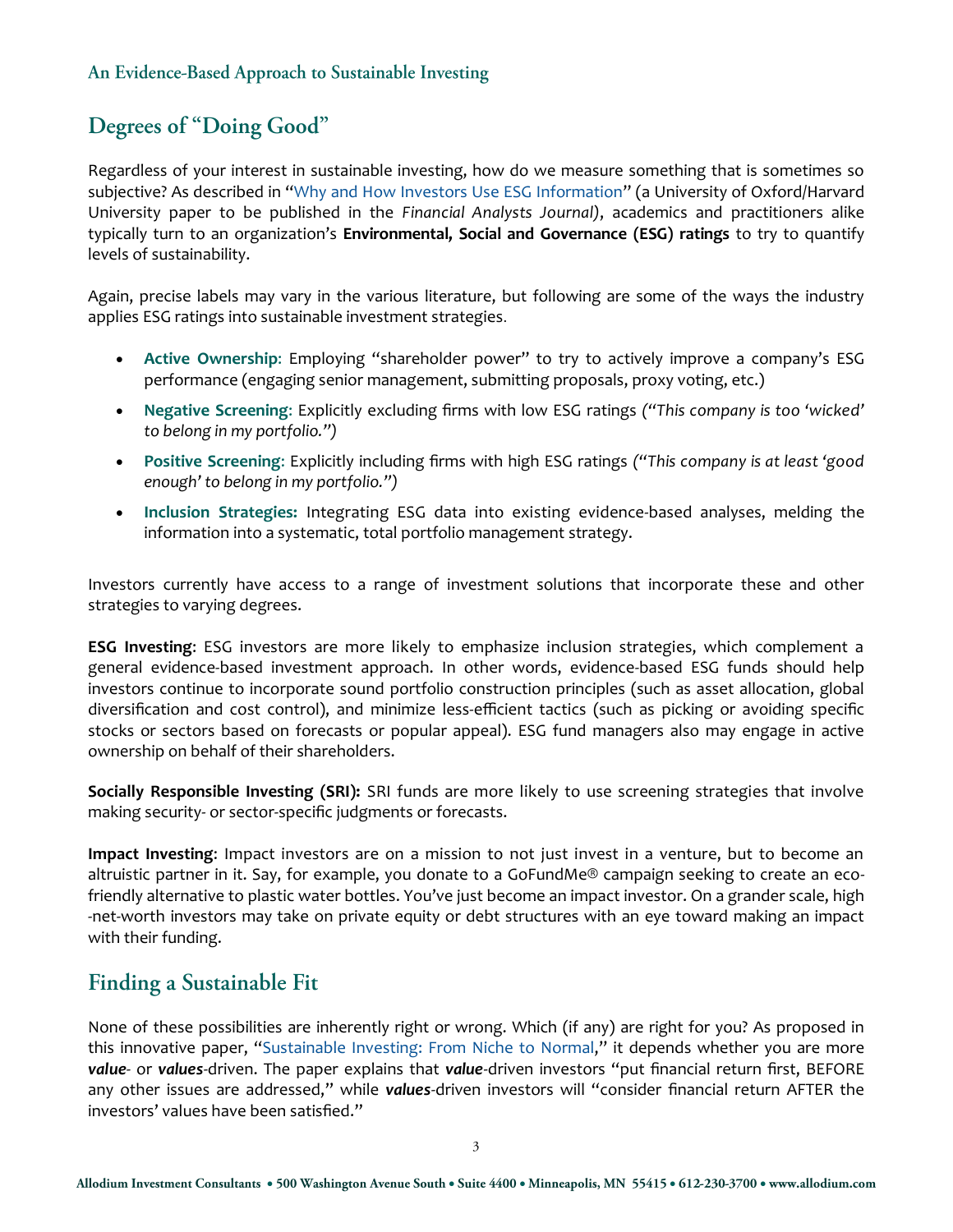## Degrees of "Doing Good"

Regardless of your interest in sustainable investing, how do we measure something that is sometimes so subjective? As described in "Why and How Investors Use ESG Information" (a University of Oxford/Harvard University paper to be published in the *Financial Analysts Journal*), academics and practitioners alike typically turn to an organization's **Environmental, Social and Governance (ESG) ratings** to try to quantify levels of sustainability.

Again, precise labels may vary in the various literature, but following are some of the ways the industry applies ESG ratings into sustainable investment strategies.

- **Active Ownership**: Employing "shareholder power" to try to actively improve a company's ESG performance (engaging senior management, submitting proposals, proxy voting, etc.)
- **Negative Screening**: Explicitly excluding firms with low ESG ratings *("This company is too 'wicked' to belong in my portfolio.")*
- **Positive Screening**: Explicitly including firms with high ESG ratings *("This company is at least 'good enough' to belong in my portfolio.")*
- **Inclusion Strategies:** Integrating ESG data into existing evidence-based analyses, melding the information into a systematic, total portfolio management strategy.

Investors currently have access to a range of investment solutions that incorporate these and other strategies to varying degrees.

**ESG Investing**: ESG investors are more likely to emphasize inclusion strategies, which complement a general evidence-based investment approach. In other words, evidence-based ESG funds should help investors continue to incorporate sound portfolio construction principles (such as asset allocation, global diversification and cost control), and minimize less-efficient tactics (such as picking or avoiding specific stocks or sectors based on forecasts or popular appeal). ESG fund managers also may engage in active ownership on behalf of their shareholders.

**Socially Responsible Investing (SRI):** SRI funds are more likely to use screening strategies that involve making security- or sector-specific judgments or forecasts.

**Impact Investing**: Impact investors are on a mission to not just invest in a venture, but to become an altruistic partner in it. Say, for example, you donate to a GoFundMe® campaign seeking to create an eco-friendly alternative to plastic water bottles. You've just become an impact investor. On a grander scale, high-net-worth investors may take on private equity or debt structures with an eye toward making an impact with their funding.

## Finding a Sustainable Fit

None of these possibilities are inherently right or wrong. Which (if any) are right for you? As proposed in this innovative paper, "Sustainable Investing: From Niche to Normal," it depends whether you are more ***value***- or ***values***-driven. The paper explains that ***value***-driven investors "put financial return first, BEFORE any other issues are addressed," while ***values***-driven investors will "consider financial return AFTER the investors' values have been satisfied."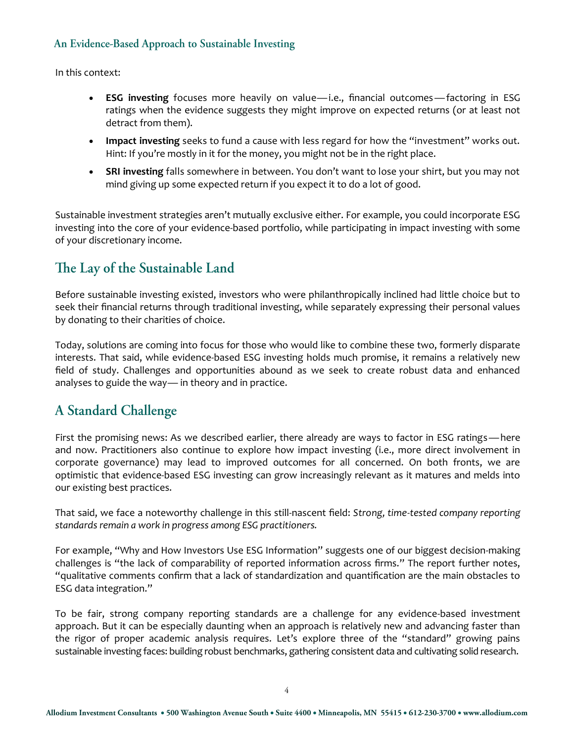In this context:

- **ESG investing** focuses more heavily on value—i.e., financial outcomes—factoring in ESG ratings when the evidence suggests they might improve on expected returns (or at least not detract from them).
- **Impact investing** seeks to fund a cause with less regard for how the "investment" works out. Hint: If you're mostly in it for the money, you might not be in the right place.
- **SRI investing** falls somewhere in between. You don't want to lose your shirt, but you may not mind giving up some expected return if you expect it to do a lot of good.

Sustainable investment strategies aren't mutually exclusive either. For example, you could incorporate ESG investing into the core of your evidence-based portfolio, while participating in impact investing with some of your discretionary income.

## The Lay of the Sustainable Land

Before sustainable investing existed, investors who were philanthropically inclined had little choice but to seek their financial returns through traditional investing, while separately expressing their personal values by donating to their charities of choice.

Today, solutions are coming into focus for those who would like to combine these two, formerly disparate interests. That said, while evidence-based ESG investing holds much promise, it remains a relatively new field of study. Challenges and opportunities abound as we seek to create robust data and enhanced analyses to guide the way— in theory and in practice.

## A Standard Challenge

First the promising news: As we described earlier, there already are ways to factor in ESG ratings—here and now. Practitioners also continue to explore how impact investing (i.e., more direct involvement in corporate governance) may lead to improved outcomes for all concerned. On both fronts, we are optimistic that evidence-based ESG investing can grow increasingly relevant as it matures and melds into our existing best practices.

That said, we face a noteworthy challenge in this still-nascent field: *Strong, time-tested company reporting standards remain a work in progress among ESG practitioners.*

For example, "Why and How Investors Use ESG Information" suggests one of our biggest decision-making challenges is "the lack of comparability of reported information across firms." The report further notes, "qualitative comments confirm that a lack of standardization and quantification are the main obstacles to ESG data integration."

To be fair, strong company reporting standards are a challenge for any evidence-based investment approach. But it can be especially daunting when an approach is relatively new and advancing faster than the rigor of proper academic analysis requires. Let's explore three of the "standard" growing pains sustainable investing faces: building robust benchmarks, gathering consistent data and cultivating solid research.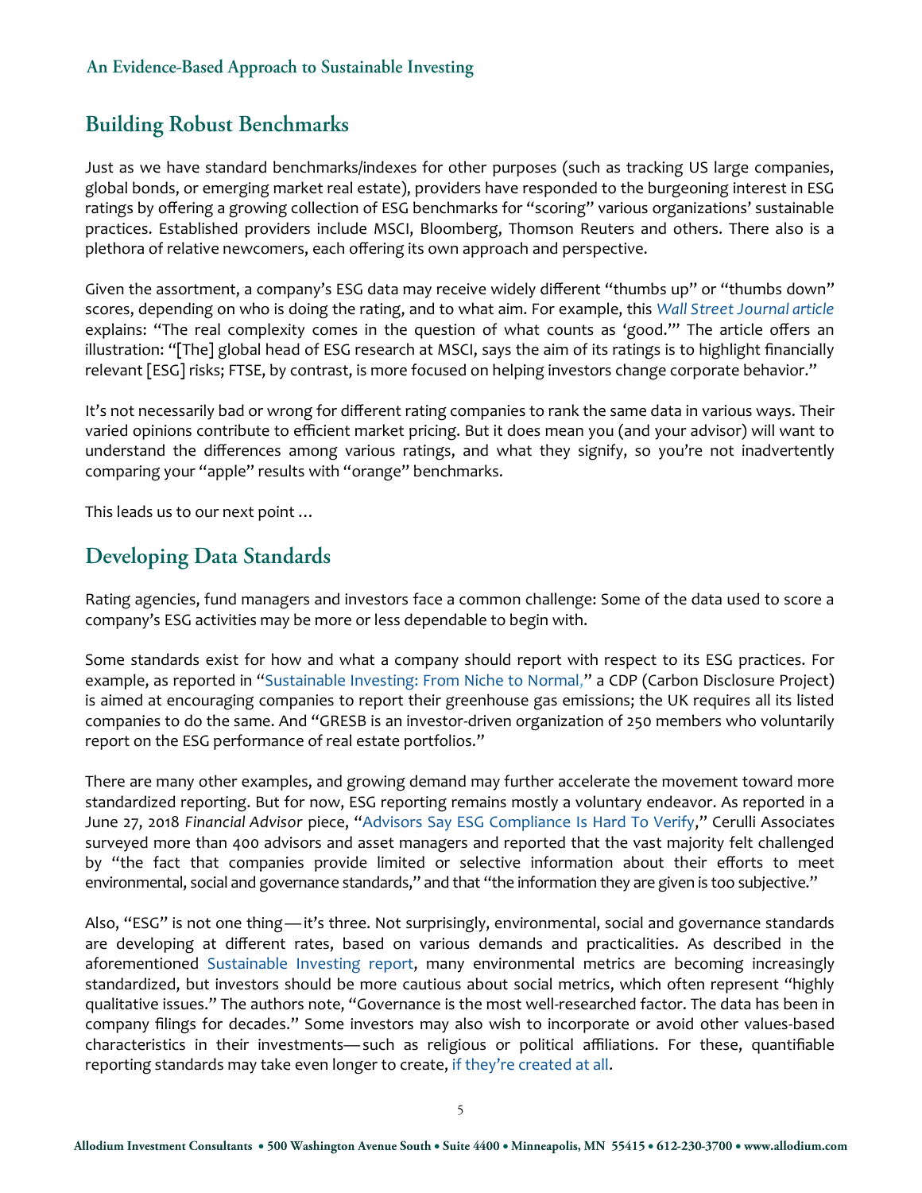## Building Robust Benchmarks

Just as we have standard benchmarks/indexes for other purposes (such as tracking US large companies, global bonds, or emerging market real estate), providers have responded to the burgeoning interest in ESG ratings by offering a growing collection of ESG benchmarks for "scoring" various organizations' sustainable practices. Established providers include MSCI, Bloomberg, Thomson Reuters and others. There also is a plethora of relative newcomers, each offering its own approach and perspective.

Given the assortment, a company's ESG data may receive widely different "thumbs up" or "thumbs down" scores, depending on who is doing the rating, and to what aim. For example, this *Wall Street Journal article* explains: "The real complexity comes in the question of what counts as 'good.'" The article offers an illustration: "[The] global head of ESG research at MSCI, says the aim of its ratings is to highlight financially relevant [ESG] risks; FTSE, by contrast, is more focused on helping investors change corporate behavior."

It's not necessarily bad or wrong for different rating companies to rank the same data in various ways. Their varied opinions contribute to efficient market pricing. But it does mean you (and your advisor) will want to understand the differences among various ratings, and what they signify, so you're not inadvertently comparing your "apple" results with "orange" benchmarks.

This leads us to our next point …

## Developing Data Standards

Rating agencies, fund managers and investors face a common challenge: Some of the data used to score a company's ESG activities may be more or less dependable to begin with.

Some standards exist for how and what a company should report with respect to its ESG practices. For example, as reported in "Sustainable Investing: From Niche to Normal," a CDP (Carbon Disclosure Project) is aimed at encouraging companies to report their greenhouse gas emissions; the UK requires all its listed companies to do the same. And "GRESB is an investor-driven organization of 250 members who voluntarily report on the ESG performance of real estate portfolios."

There are many other examples, and growing demand may further accelerate the movement toward more standardized reporting. But for now, ESG reporting remains mostly a voluntary endeavor. As reported in a June 27, 2018 *Financial Advisor* piece, "Advisors Say ESG Compliance Is Hard To Verify," Cerulli Associates surveyed more than 400 advisors and asset managers and reported that the vast majority felt challenged by "the fact that companies provide limited or selective information about their efforts to meet environmental, social and governance standards," and that "the information they are given is too subjective."

Also, "ESG" is not one thing—it's three. Not surprisingly, environmental, social and governance standards are developing at different rates, based on various demands and practicalities. As described in the aforementioned Sustainable Investing report, many environmental metrics are becoming increasingly standardized, but investors should be more cautious about social metrics, which often represent "highly qualitative issues." The authors note, "Governance is the most well-researched factor. The data has been in company filings for decades." Some investors may also wish to incorporate or avoid other values-based characteristics in their investments—such as religious or political affiliations. For these, quantifiable reporting standards may take even longer to create, if they're created at all.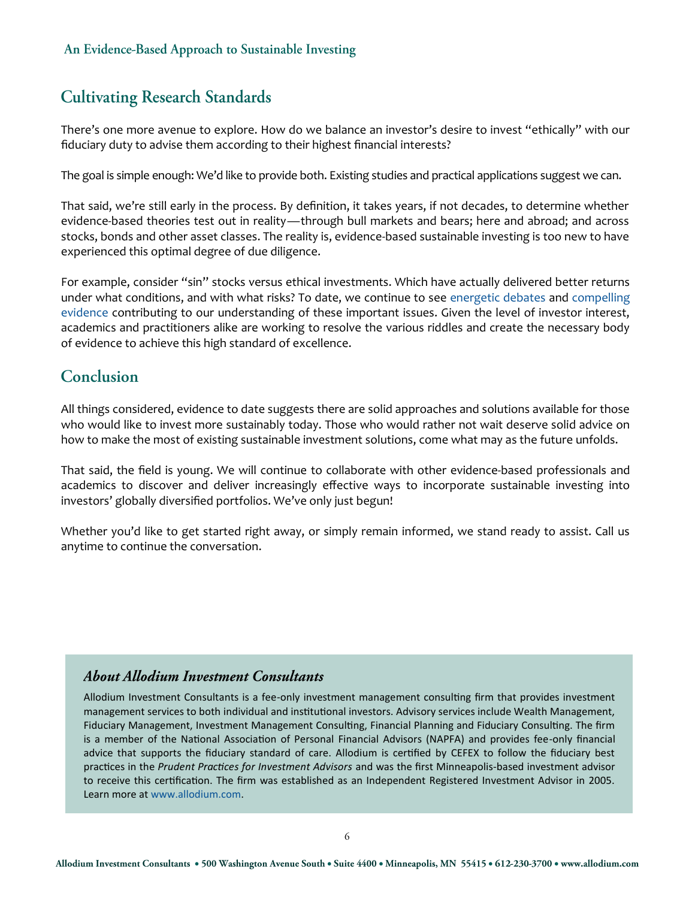## Cultivating Research Standards

There's one more avenue to explore. How do we balance an investor's desire to invest "ethically" with our fiduciary duty to advise them according to their highest financial interests?

The goal is simple enough: We'd like to provide both. Existing studies and practical applications suggest we can.

That said, we're still early in the process. By definition, it takes years, if not decades, to determine whether evidence-based theories test out in reality—through bull markets and bears; here and abroad; and across stocks, bonds and other asset classes. The reality is, evidence-based sustainable investing is too new to have experienced this optimal degree of due diligence.

For example, consider "sin" stocks versus ethical investments. Which have actually delivered better returns under what conditions, and with what risks? To date, we continue to see energetic debates and compelling evidence contributing to our understanding of these important issues. Given the level of investor interest, academics and practitioners alike are working to resolve the various riddles and create the necessary body of evidence to achieve this high standard of excellence.

## Conclusion

All things considered, evidence to date suggests there are solid approaches and solutions available for those who would like to invest more sustainably today. Those who would rather not wait deserve solid advice on how to make the most of existing sustainable investment solutions, come what may as the future unfolds.

That said, the field is young. We will continue to collaborate with other evidence-based professionals and academics to discover and deliver increasingly effective ways to incorporate sustainable investing into investors' globally diversified portfolios. We've only just begun!

Whether you'd like to get started right away, or simply remain informed, we stand ready to assist. Call us anytime to continue the conversation.

### *About Allodium Investment Consultants*

Allodium Investment Consultants is a fee-only investment management consulting firm that provides investment management services to both individual and institutional investors. Advisory services include Wealth Management, Fiduciary Management, Investment Management Consulting, Financial Planning and Fiduciary Consulting. The firm is a member of the National Association of Personal Financial Advisors (NAPFA) and provides fee-only financial advice that supports the fiduciary standard of care. Allodium is certified by CEFEX to follow the fiduciary best practices in the *Prudent Practices for Investment Advisors* and was the first Minneapolis-based investment advisor to receive this certification. The firm was established as an Independent Registered Investment Advisor in 2005. Learn more at www.allodium.com.